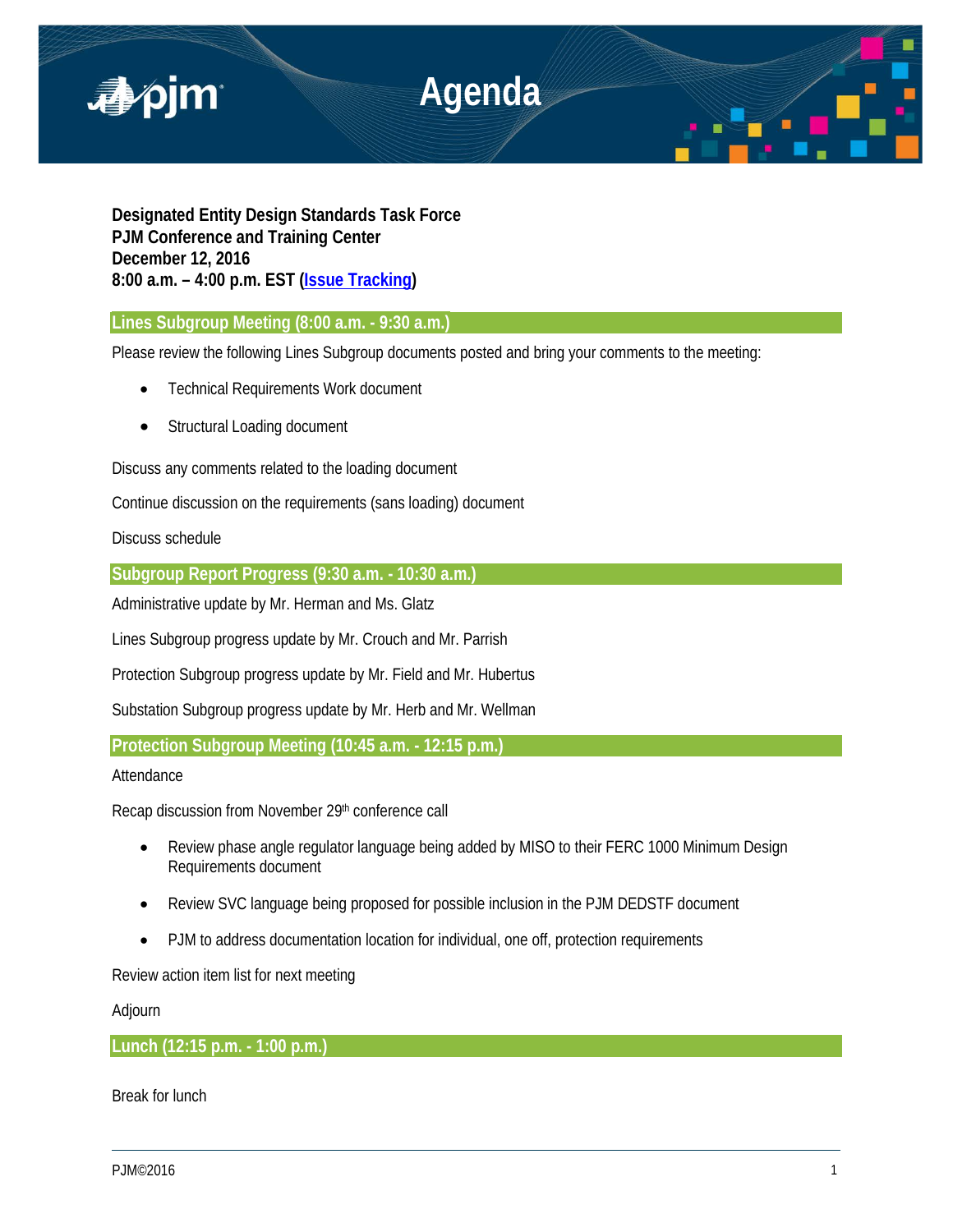# Agenda

**Designated Entity Design Standards Task Force**
**PJM Conference and Training Center**
**December 12, 2016**
**8:00 a.m. – 4:00 p.m. EST ([Issue Tracking])**

## Lines Subgroup Meeting (8:00 a.m. - 9:30 a.m.)

Please review the following Lines Subgroup documents posted and bring your comments to the meeting:

- Technical Requirements Work document
- Structural Loading document

Discuss any comments related to the loading document

Continue discussion on the requirements (sans loading) document

Discuss schedule

## Subgroup Report Progress (9:30 a.m. - 10:30 a.m.)

Administrative update by Mr. Herman and Ms. Glatz

Lines Subgroup progress update by Mr. Crouch and Mr. Parrish

Protection Subgroup progress update by Mr. Field and Mr. Hubertus

Substation Subgroup progress update by Mr. Herb and Mr. Wellman

## Protection Subgroup Meeting (10:45 a.m. - 12:15 p.m.)

Attendance

Recap discussion from November 29th conference call

- Review phase angle regulator language being added by MISO to their FERC 1000 Minimum Design Requirements document
- Review SVC language being proposed for possible inclusion in the PJM DEDSTF document
- PJM to address documentation location for individual, one off, protection requirements

Review action item list for next meeting

Adjourn

## Lunch (12:15 p.m. - 1:00 p.m.)

Break for lunch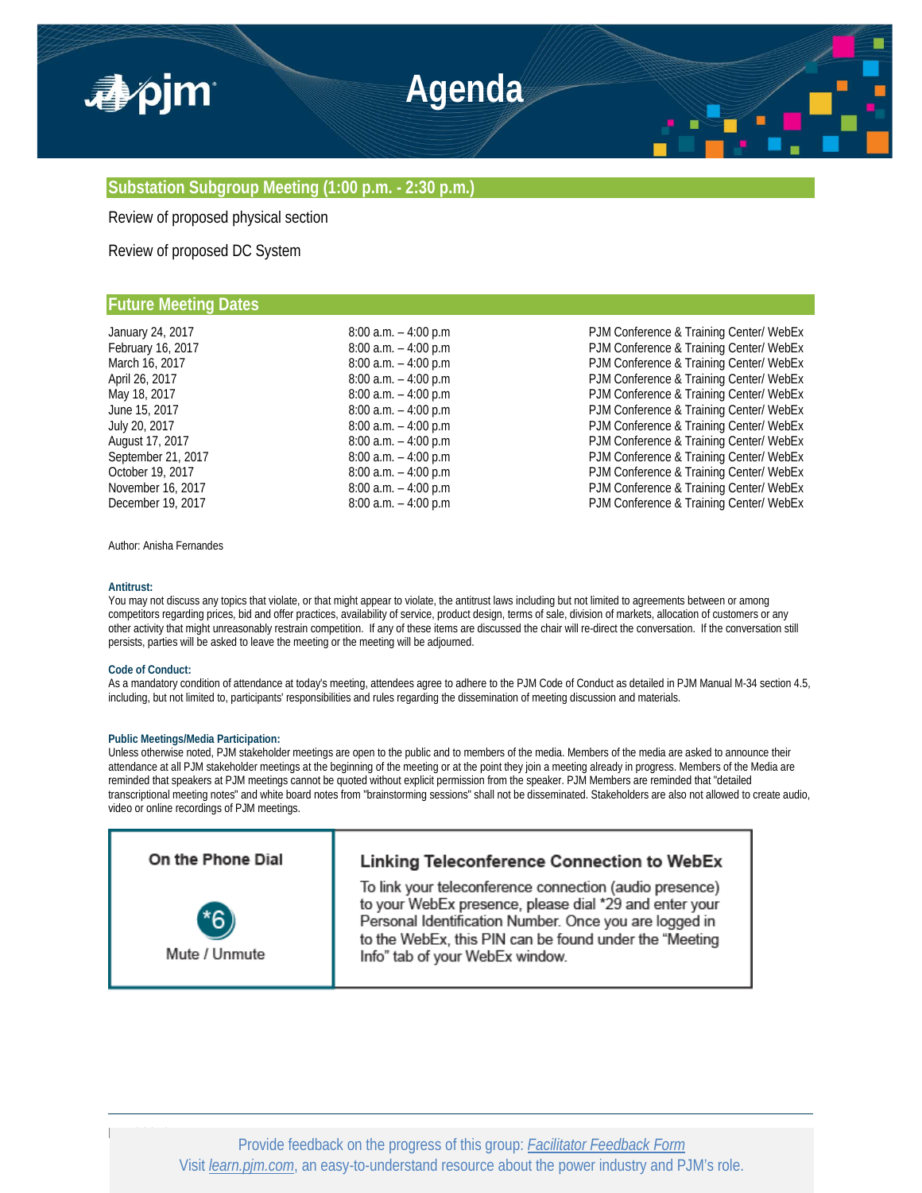# Agenda

## Substation Subgroup Meeting (1:00 p.m. - 2:30 p.m.)

Review of proposed physical section

Review of proposed DC System

## Future Meeting Dates

| | | |
|---|---|---|
| January 24, 2017 | 8:00 a.m. – 4:00 p.m | PJM Conference & Training Center/ WebEx |
| February 16, 2017 | 8:00 a.m. – 4:00 p.m | PJM Conference & Training Center/ WebEx |
| March 16, 2017 | 8:00 a.m. – 4:00 p.m | PJM Conference & Training Center/ WebEx |
| April 26, 2017 | 8:00 a.m. – 4:00 p.m | PJM Conference & Training Center/ WebEx |
| May 18, 2017 | 8:00 a.m. – 4:00 p.m | PJM Conference & Training Center/ WebEx |
| June 15, 2017 | 8:00 a.m. – 4:00 p.m | PJM Conference & Training Center/ WebEx |
| July 20, 2017 | 8:00 a.m. – 4:00 p.m | PJM Conference & Training Center/ WebEx |
| August 17, 2017 | 8:00 a.m. – 4:00 p.m | PJM Conference & Training Center/ WebEx |
| September 21, 2017 | 8:00 a.m. – 4:00 p.m | PJM Conference & Training Center/ WebEx |
| October 19, 2017 | 8:00 a.m. – 4:00 p.m | PJM Conference & Training Center/ WebEx |
| November 16, 2017 | 8:00 a.m. – 4:00 p.m | PJM Conference & Training Center/ WebEx |
| December 19, 2017 | 8:00 a.m. – 4:00 p.m | PJM Conference & Training Center/ WebEx |

Author: Anisha Fernandes

**Antitrust:**
You may not discuss any topics that violate, or that might appear to violate, the antitrust laws including but not limited to agreements between or among competitors regarding prices, bid and offer practices, availability of service, product design, terms of sale, division of markets, allocation of customers or any other activity that might unreasonably restrain competition. If any of these items are discussed the chair will re-direct the conversation. If the conversation still persists, parties will be asked to leave the meeting or the meeting will be adjourned.

**Code of Conduct:**
As a mandatory condition of attendance at today's meeting, attendees agree to adhere to the PJM Code of Conduct as detailed in PJM Manual M-34 section 4.5, including, but not limited to, participants' responsibilities and rules regarding the dissemination of meeting discussion and materials.

**Public Meetings/Media Participation:**
Unless otherwise noted, PJM stakeholder meetings are open to the public and to members of the media. Members of the media are asked to announce their attendance at all PJM stakeholder meetings at the beginning of the meeting or at the point they join a meeting already in progress. Members of the Media are reminded that speakers at PJM meetings cannot be quoted without explicit permission from the speaker. PJM Members are reminded that "detailed transcriptional meeting notes" and white board notes from "brainstorming sessions" shall not be disseminated. Stakeholders are also not allowed to create audio, video or online recordings of PJM meetings.

**On the Phone Dial**

*6

Mute / Unmute

**Linking Teleconference Connection to WebEx**

To link your teleconference connection (audio presence) to your WebEx presence, please dial *29 and enter your Personal Identification Number. Once you are logged in to the WebEx, this PIN can be found under the "Meeting Info" tab of your WebEx window.

Provide feedback on the progress of this group: *Facilitator Feedback Form*
Visit *learn.pjm.com*, an easy-to-understand resource about the power industry and PJM's role.